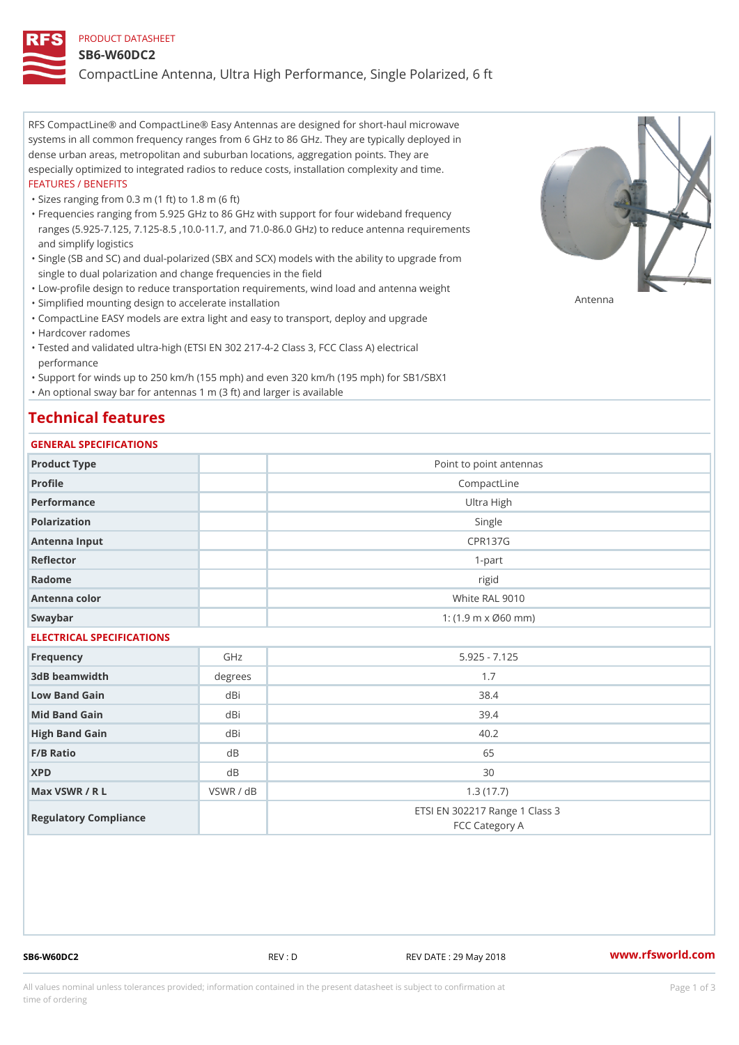PRODUCT DATASHEET

# SB6-W60DC2

## CompactLine Antenna, Ultra High Performance, Single Polarized, 6 ft

RFS CompactLine® and CompactLine® Easy Antennas are designed for short-haul microwave systems in all common frequency ranges from 6 GHz to 86 GHz. They are typically deployed in dense urban areas, metropolitan and suburban locations, aggregation points. They are especially optimized to integrated radios to reduce costs, installation complexity and time.

FEATURES / BENEFITS

- Sizes ranging from 0.3 m (1 ft) to 1.8 m (6 ft)
- Frequencies ranging from 5.925 GHz to 86 GHz with support for four wideband frequency ranges (5.925-7.125, 7.125-8.5 ,10.0-11.7, and 71.0-86.0 GHz) to reduce antenna requirements and simplify logistics
- Single (SB and SC) and dual-polarized (SBX and SCX) models with the ability to upgrade from single to dual polarization and change frequencies in the field
- Low-profile design to reduce transportation requirements, wind load and antenna weight
- Simplified mounting design to accelerate installation
- CompactLine EASY models are extra light and easy to transport, deploy and upgrade
- Hardcover radomes
- Tested and validated ultra-high (ETSI EN 302 217-4-2 Class 3, FCC Class A) electrical performance
- Support for winds up to 250 km/h (155 mph) and even 320 km/h (195 mph) for SB1/SBX1
- An optional sway bar for antennas 1 m (3 ft) and larger is available

Antenna

## Technical features

### GENERAL SPECIFICATIONS

| | | |
|---|---|---|
| Product Type | | Point to point antennas |
| Profile | | CompactLine |
| Performance | | Ultra High |
| Polarization | | Single |
| Antenna Input | | CPR137G |
| Reflector | | 1-part |
| Radome | | rigid |
| Antenna color | | White RAL 9010 |
| Swaybar | | 1: (1.9 m x Ø60 mm) |

### ELECTRICAL SPECIFICATIONS

| | | |
|---|---|---|
| Frequency | GHz | 5.925 - 7.125 |
| 3dB beamwidth | degrees | 1.7 |
| Low Band Gain | dBi | 38.4 |
| Mid Band Gain | dBi | 39.4 |
| High Band Gain | dBi | 40.2 |
| F/B Ratio | dB | 65 |
| XPD | dB | 30 |
| Max VSWR / R L | VSWR / dB | 1.3 (17.7) |
| Regulatory Compliance | | ETSI EN 302217 Range 1 Class 3<br>FCC Category A |

SB6-W60DC2 REV : D REV DATE : 29 May 2018 www.rfsworld.com

All values nominal unless tolerances provided; information contained in the present datasheet is subject to confirmation at time of ordering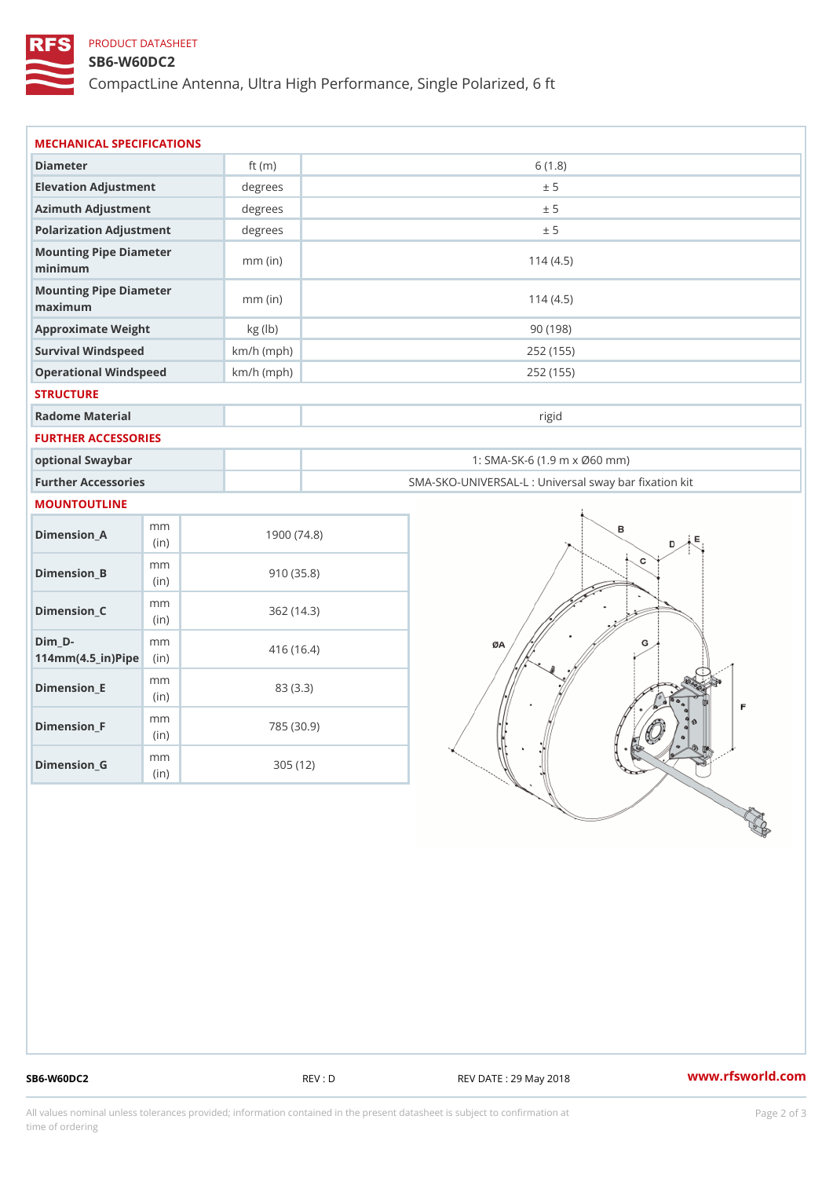PRODUCT DATASHEET

# SB6-W60DC2

CompactLine Antenna, Ultra High Performance, Single Polarized, 6 ft

## MECHANICAL SPECIFICATIONS

| | | |
|---|---|---|
| Diameter | ft (m) | 6 (1.8) |
| Elevation Adjustment | degrees | ± 5 |
| Azimuth Adjustment | degrees | ± 5 |
| Polarization Adjustment | degrees | ± 5 |
| Mounting Pipe Diameter minimum | mm (in) | 114 (4.5) |
| Mounting Pipe Diameter maximum | mm (in) | 114 (4.5) |
| Approximate Weight | kg (lb) | 90 (198) |
| Survival Windspeed | km/h (mph) | 252 (155) |
| Operational Windspeed | km/h (mph) | 252 (155) |

## STRUCTURE

| | | |
|---|---|---|
| Radome Material | | rigid |

## FURTHER ACCESSORIES

| | | |
|---|---|---|
| optional Swaybar | | 1: SMA-SK-6 (1.9 m x Ø60 mm) |
| Further Accessories | | SMA-SKO-UNIVERSAL-L : Universal sway bar fixation kit |

## MOUNTOUTLINE

| | | |
|---|---|---|
| Dimension_A | mm (in) | 1900 (74.8) |
| Dimension_B | mm (in) | 910 (35.8) |
| Dimension_C | mm (in) | 362 (14.3) |
| Dim_D-114mm(4.5_in)Pipe | mm (in) | 416 (16.4) |
| Dimension_E | mm (in) | 83 (3.3) |
| Dimension_F | mm (in) | 785 (30.9) |
| Dimension_G | mm (in) | 305 (12) |

SB6-W60DC2 REV : D REV DATE : 29 May 2018 www.rfsworld.com

All values nominal unless tolerances provided; information contained in the present datasheet is subject to confirmation at time of ordering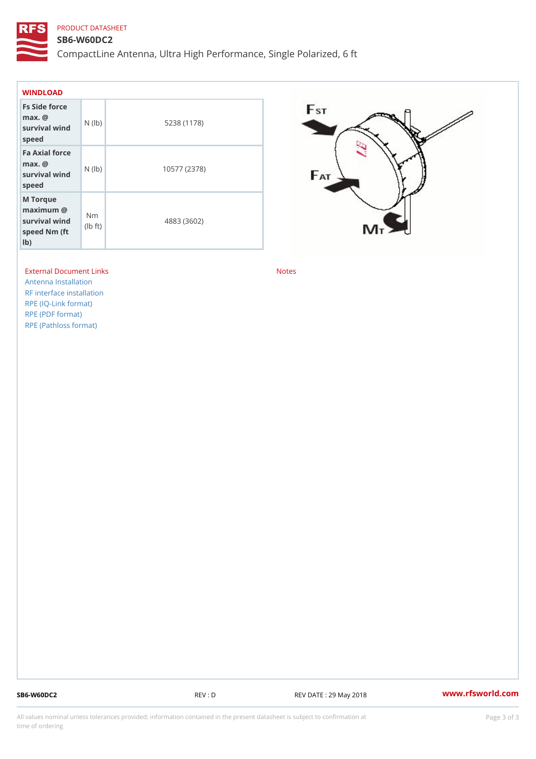## WINDLOAD

| | | |
|---|---|---|
| Fs Side force max. @ survival wind speed | N (lb) | 5238 (1178) |
| Fa Axial force max. @ survival wind speed | N (lb) | 10577 (2378) |
| M Torque maximum @ survival wind speed Nm (ft lb) | Nm (lb ft) | 4883 (3602) |

FST

FAT

MT

### External Document Links

Antenna Installation

RF interface installation

RPE (IQ-Link format)

RPE (PDF format)

RPE (Pathloss format)

### Notes

All values nominal unless tolerances provided; information contained in the present datasheet is subject to confirmation at time of ordering